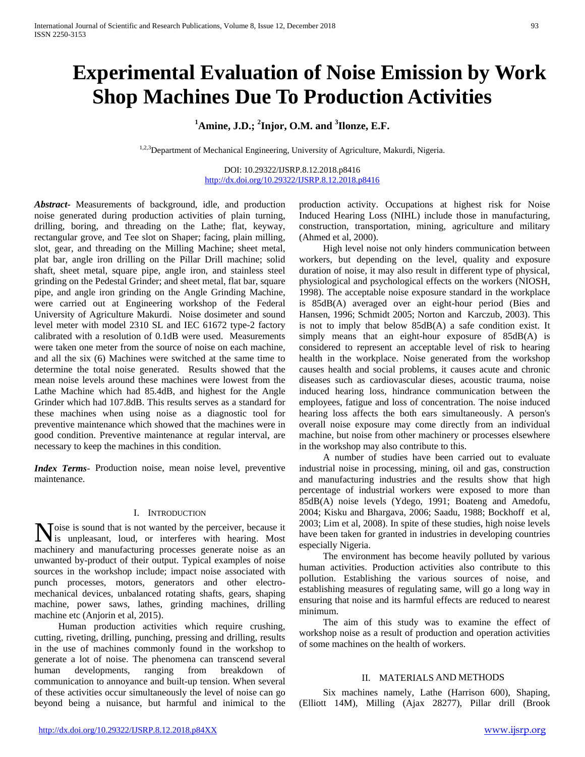# Experimental Evaluation of Noise Emission by Work Shop Machines Due To Production Activities

**[1]Amine, J.D.; [2]Injor, O.M. and [3]Ilonze, E.F.**

[1,2,3]Department of Mechanical Engineering, University of Agriculture, Makurdi, Nigeria.

DOI: 10.29322/IJSRP.8.12.2018.p8416
http://dx.doi.org/10.29322/IJSRP.8.12.2018.p8416

***Abstract***- Measurements of background, idle, and production noise generated during production activities of plain turning, drilling, boring, and threading on the Lathe; flat, keyway, rectangular grove, and Tee slot on Shaper; facing, plain milling, slot, gear, and threading on the Milling Machine; sheet metal, plat bar, angle iron drilling on the Pillar Drill machine; solid shaft, sheet metal, square pipe, angle iron, and stainless steel grinding on the Pedestal Grinder; and sheet metal, flat bar, square pipe, and angle iron grinding on the Angle Grinding Machine, were carried out at Engineering workshop of the Federal University of Agriculture Makurdi. Noise dosimeter and sound level meter with model 2310 SL and IEC 61672 type-2 factory calibrated with a resolution of 0.1dB were used. Measurements were taken one meter from the source of noise on each machine, and all the six (6) Machines were switched at the same time to determine the total noise generated. Results showed that the mean noise levels around these machines were lowest from the Lathe Machine which had 85.4dB, and highest for the Angle Grinder which had 107.8dB. This results serves as a standard for these machines when using noise as a diagnostic tool for preventive maintenance which showed that the machines were in good condition. Preventive maintenance at regular interval, are necessary to keep the machines in this condition.

***Index Terms***- Production noise, mean noise level, preventive maintenance.

## I. Introduction

Noise is sound that is not wanted by the perceiver, because it is unpleasant, loud, or interferes with hearing. Most machinery and manufacturing processes generate noise as an unwanted by-product of their output. Typical examples of noise sources in the workshop include; impact noise associated with punch processes, motors, generators and other electro-mechanical devices, unbalanced rotating shafts, gears, shaping machine, power saws, lathes, grinding machines, drilling machine etc (Anjorin et al, 2015).

Human production activities which require crushing, cutting, riveting, drilling, punching, pressing and drilling, results in the use of machines commonly found in the workshop to generate a lot of noise. The phenomena can transcend several human developments, ranging from breakdown of communication to annoyance and built-up tension. When several of these activities occur simultaneously the level of noise can go beyond being a nuisance, but harmful and inimical to the production activity. Occupations at highest risk for Noise Induced Hearing Loss (NIHL) include those in manufacturing, construction, transportation, mining, agriculture and military (Ahmed et al, 2000).

High level noise not only hinders communication between workers, but depending on the level, quality and exposure duration of noise, it may also result in different type of physical, physiological and psychological effects on the workers (NIOSH, 1998). The acceptable noise exposure standard in the workplace is 85dB(A) averaged over an eight-hour period (Bies and Hansen, 1996; Schmidt 2005; Norton and Karczub, 2003). This is not to imply that below 85dB(A) a safe condition exist. It simply means that an eight-hour exposure of 85dB(A) is considered to represent an acceptable level of risk to hearing health in the workplace. Noise generated from the workshop causes health and social problems, it causes acute and chronic diseases such as cardiovascular dieses, acoustic trauma, noise induced hearing loss, hindrance communication between the employees, fatigue and loss of concentration. The noise induced hearing loss affects the both ears simultaneously. A person's overall noise exposure may come directly from an individual machine, but noise from other machinery or processes elsewhere in the workshop may also contribute to this.

A number of studies have been carried out to evaluate industrial noise in processing, mining, oil and gas, construction and manufacturing industries and the results show that high percentage of industrial workers were exposed to more than 85dB(A) noise levels (Ydego, 1991; Boateng and Amedofu, 2004; Kisku and Bhargava, 2006; Saadu, 1988; Bockhoff et al, 2003; Lim et al, 2008). In spite of these studies, high noise levels have been taken for granted in industries in developing countries especially Nigeria.

The environment has become heavily polluted by various human activities. Production activities also contribute to this pollution. Establishing the various sources of noise, and establishing measures of regulating same, will go a long way in ensuring that noise and its harmful effects are reduced to nearest minimum.

The aim of this study was to examine the effect of workshop noise as a result of production and operation activities of some machines on the health of workers.

## II. Materials and Methods

Six machines namely, Lathe (Harrison 600), Shaping, (Elliott 14M), Milling (Ajax 28277), Pillar drill (Brook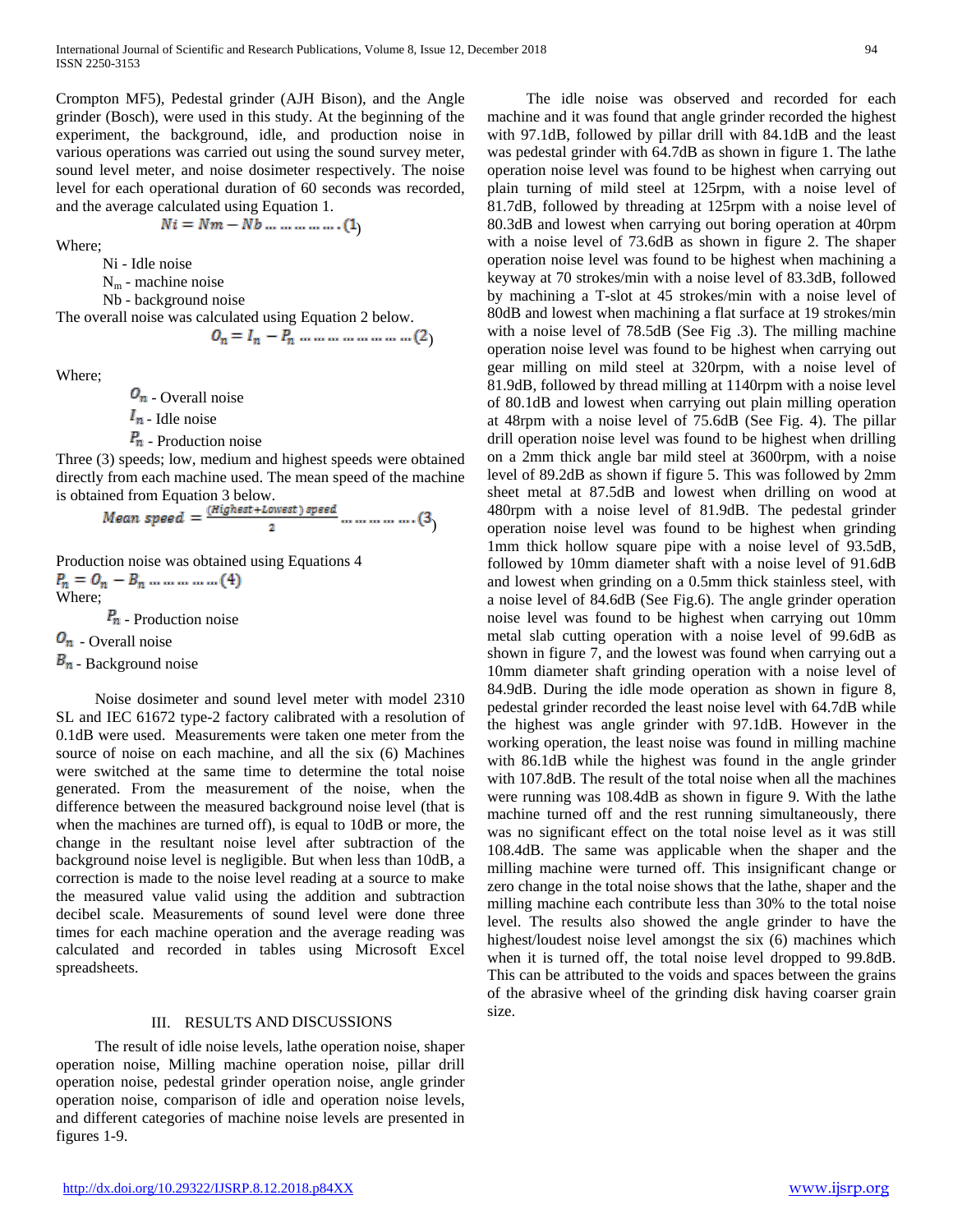Crompton MF5), Pedestal grinder (AJH Bison), and the Angle grinder (Bosch), were used in this study. At the beginning of the experiment, the background, idle, and production noise in various operations was carried out using the sound survey meter, sound level meter, and noise dosimeter respectively. The noise level for each operational duration of 60 seconds was recorded, and the average calculated using Equation 1.

$$Ni = Nm - Nb \ldots\ldots\ldots\ldots\ldots (1)$$

Where;

Ni - Idle noise

$N_m$ - machine noise

Nb - background noise

The overall noise was calculated using Equation 2 below.

$$O_n = I_n - P_n \ldots\ldots\ldots\ldots\ldots\ldots\ldots\ldots (2)$$

Where;

$O_n$ - Overall noise

$I_n$ - Idle noise

$P_n$ - Production noise

Three (3) speeds; low, medium and highest speeds were obtained directly from each machine used. The mean speed of the machine is obtained from Equation 3 below.

$$Mean\ speed = \frac{(Highest + Lowest)\ speed}{2} \ldots\ldots\ldots\ldots\ldots (3)$$

Production noise was obtained using Equations 4

$$P_n = O_n - B_n \ldots\ldots\ldots\ldots\ldots (4)$$

Where;

$P_n$ - Production noise

$O_n$ - Overall noise

$B_n$ - Background noise

Noise dosimeter and sound level meter with model 2310 SL and IEC 61672 type-2 factory calibrated with a resolution of 0.1dB were used. Measurements were taken one meter from the source of noise on each machine, and all the six (6) Machines were switched at the same time to determine the total noise generated. From the measurement of the noise, when the difference between the measured background noise level (that is when the machines are turned off), is equal to 10dB or more, the change in the resultant noise level after subtraction of the background noise level is negligible. But when less than 10dB, a correction is made to the noise level reading at a source to make the measured value valid using the addition and subtraction decibel scale. Measurements of sound level were done three times for each machine operation and the average reading was calculated and recorded in tables using Microsoft Excel spreadsheets.

## III. RESULTS AND DISCUSSIONS

The result of idle noise levels, lathe operation noise, shaper operation noise, Milling machine operation noise, pillar drill operation noise, pedestal grinder operation noise, angle grinder operation noise, comparison of idle and operation noise levels, and different categories of machine noise levels are presented in figures 1-9.

The idle noise was observed and recorded for each machine and it was found that angle grinder recorded the highest with 97.1dB, followed by pillar drill with 84.1dB and the least was pedestal grinder with 64.7dB as shown in figure 1. The lathe operation noise level was found to be highest when carrying out plain turning of mild steel at 125rpm, with a noise level of 81.7dB, followed by threading at 125rpm with a noise level of 80.3dB and lowest when carrying out boring operation at 40rpm with a noise level of 73.6dB as shown in figure 2. The shaper operation noise level was found to be highest when machining a keyway at 70 strokes/min with a noise level of 83.3dB, followed by machining a T-slot at 45 strokes/min with a noise level of 80dB and lowest when machining a flat surface at 19 strokes/min with a noise level of 78.5dB (See Fig .3). The milling machine operation noise level was found to be highest when carrying out gear milling on mild steel at 320rpm, with a noise level of 81.9dB, followed by thread milling at 1140rpm with a noise level of 80.1dB and lowest when carrying out plain milling operation at 48rpm with a noise level of 75.6dB (See Fig. 4). The pillar drill operation noise level was found to be highest when drilling on a 2mm thick angle bar mild steel at 3600rpm, with a noise level of 89.2dB as shown if figure 5. This was followed by 2mm sheet metal at 87.5dB and lowest when drilling on wood at 480rpm with a noise level of 81.9dB. The pedestal grinder operation noise level was found to be highest when grinding 1mm thick hollow square pipe with a noise level of 93.5dB, followed by 10mm diameter shaft with a noise level of 91.6dB and lowest when grinding on a 0.5mm thick stainless steel, with a noise level of 84.6dB (See Fig.6). The angle grinder operation noise level was found to be highest when carrying out 10mm metal slab cutting operation with a noise level of 99.6dB as shown in figure 7, and the lowest was found when carrying out a 10mm diameter shaft grinding operation with a noise level of 84.9dB. During the idle mode operation as shown in figure 8, pedestal grinder recorded the least noise level with 64.7dB while the highest was angle grinder with 97.1dB. However in the working operation, the least noise was found in milling machine with 86.1dB while the highest was found in the angle grinder with 107.8dB. The result of the total noise when all the machines were running was 108.4dB as shown in figure 9. With the lathe machine turned off and the rest running simultaneously, there was no significant effect on the total noise level as it was still 108.4dB. The same was applicable when the shaper and the milling machine were turned off. This insignificant change or zero change in the total noise shows that the lathe, shaper and the milling machine each contribute less than 30% to the total noise level. The results also showed the angle grinder to have the highest/loudest noise level amongst the six (6) machines which when it is turned off, the total noise level dropped to 99.8dB. This can be attributed to the voids and spaces between the grains of the abrasive wheel of the grinding disk having coarser grain size.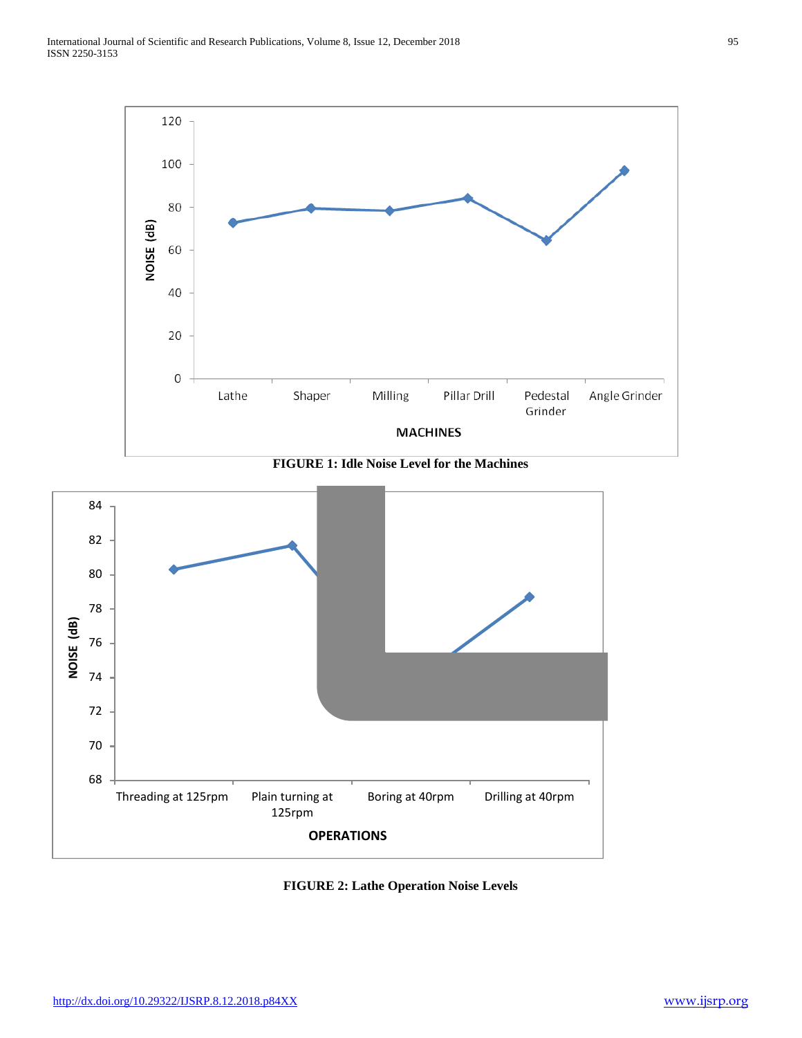FIGURE 1: Idle Noise Level for the Machines

FIGURE 2: Lathe Operation Noise Levels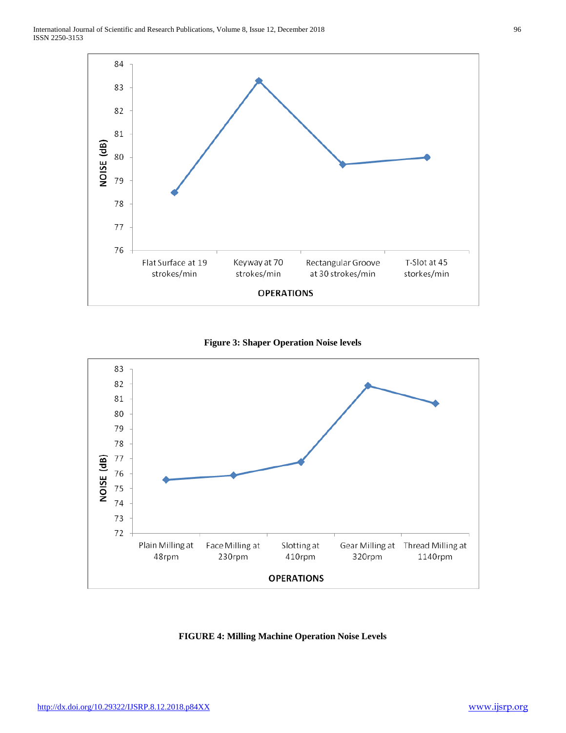Figure 3: Shaper Operation Noise levels

FIGURE 4: Milling Machine Operation Noise Levels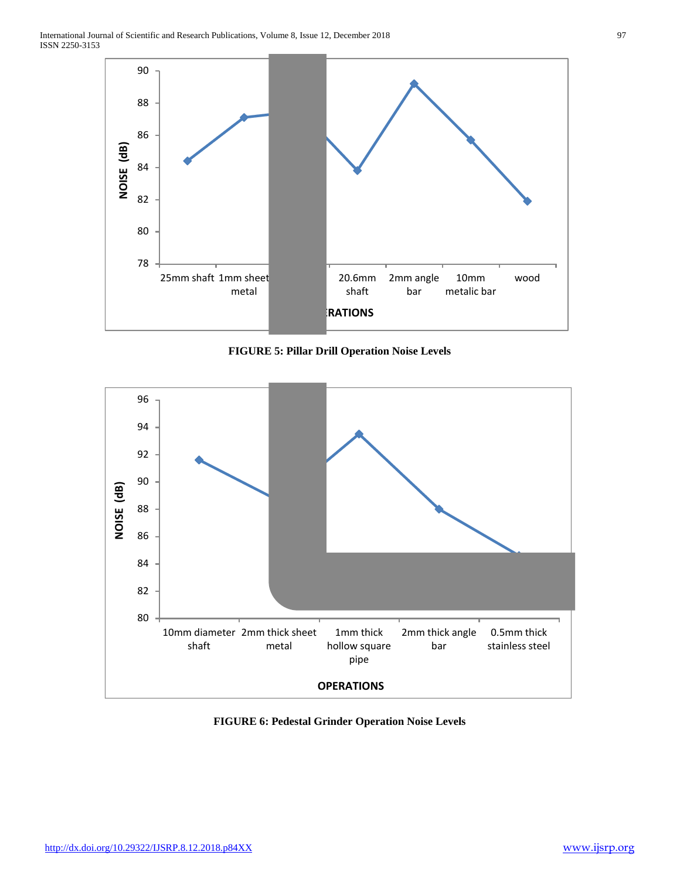FIGURE 5: Pillar Drill Operation Noise Levels

FIGURE 6: Pedestal Grinder Operation Noise Levels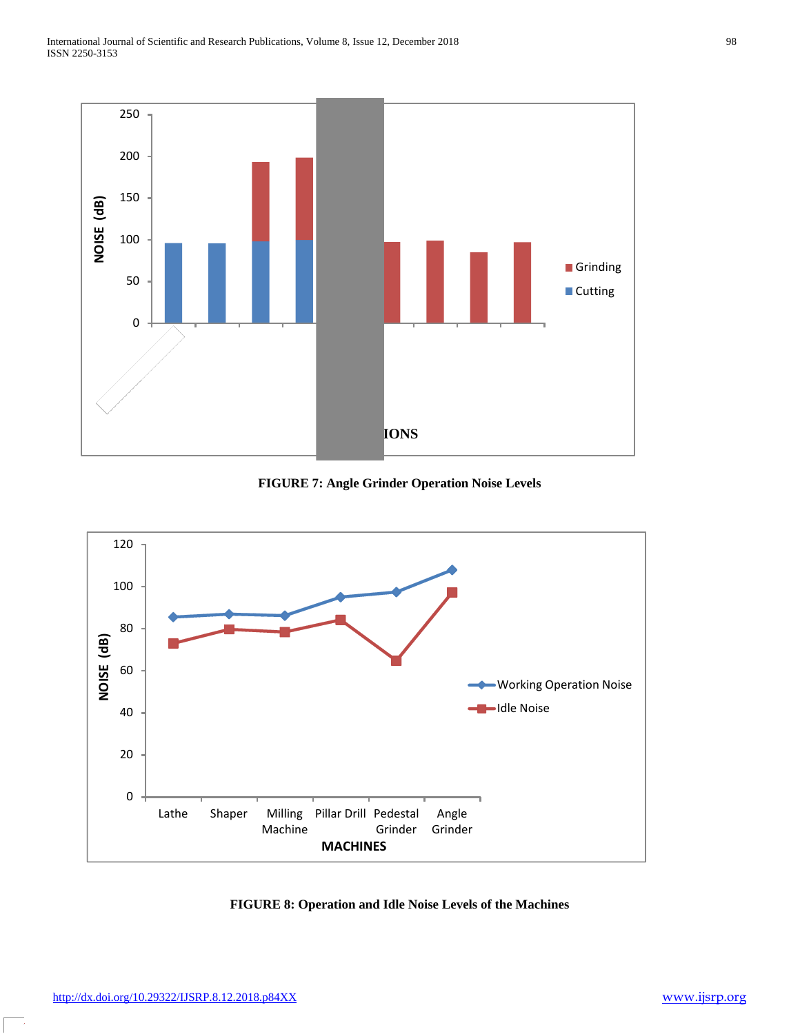FIGURE 7: Angle Grinder Operation Noise Levels

FIGURE 8: Operation and Idle Noise Levels of the Machines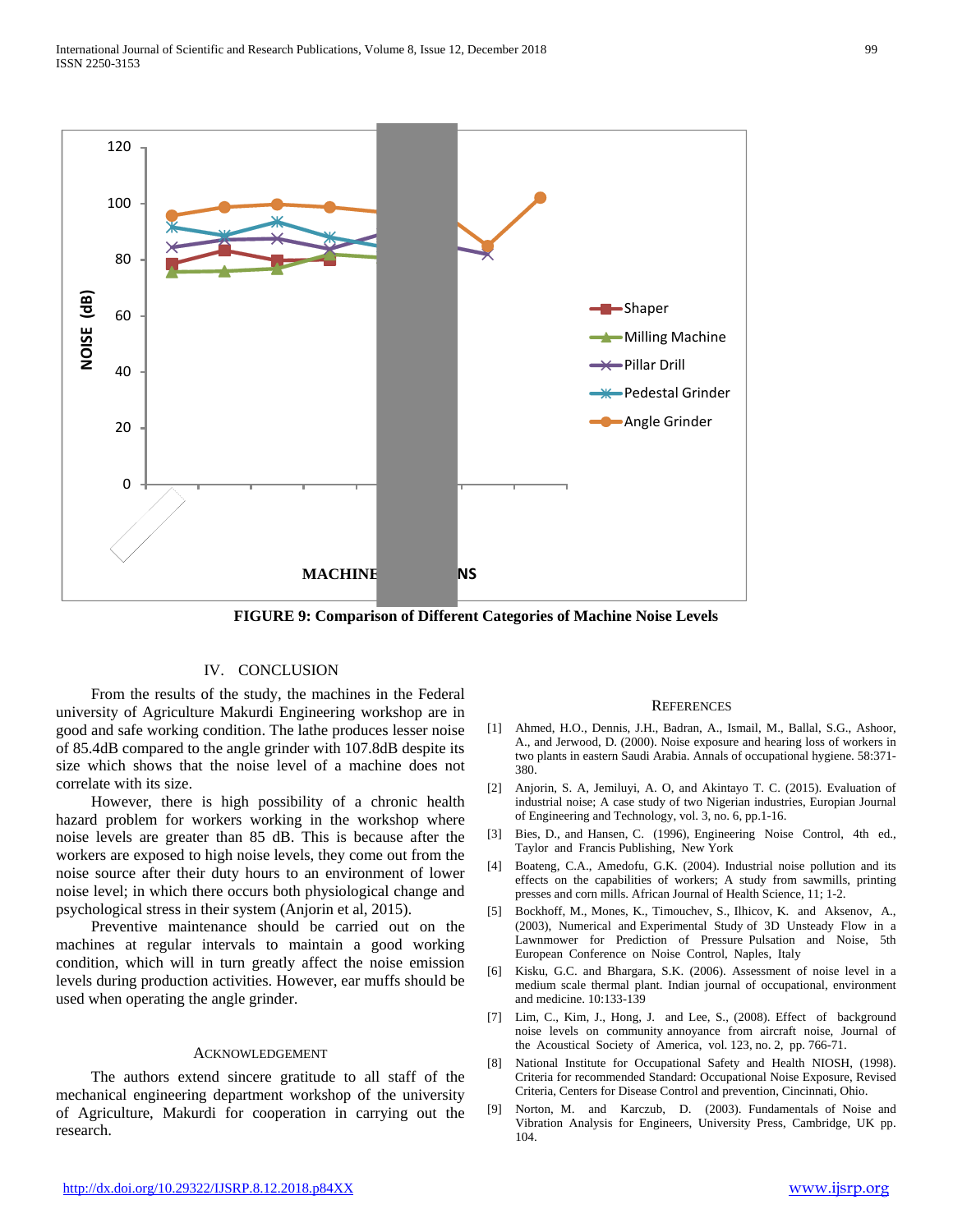FIGURE 9: Comparison of Different Categories of Machine Noise Levels

## IV. CONCLUSION

From the results of the study, the machines in the Federal university of Agriculture Makurdi Engineering workshop are in good and safe working condition. The lathe produces lesser noise of 85.4dB compared to the angle grinder with 107.8dB despite its size which shows that the noise level of a machine does not correlate with its size.

However, there is high possibility of a chronic health hazard problem for workers working in the workshop where noise levels are greater than 85 dB. This is because after the workers are exposed to high noise levels, they come out from the noise source after their duty hours to an environment of lower noise level; in which there occurs both physiological change and psychological stress in their system (Anjorin et al, 2015).

Preventive maintenance should be carried out on the machines at regular intervals to maintain a good working condition, which will in turn greatly affect the noise emission levels during production activities. However, ear muffs should be used when operating the angle grinder.

## ACKNOWLEDGEMENT

The authors extend sincere gratitude to all staff of the mechanical engineering department workshop of the university of Agriculture, Makurdi for cooperation in carrying out the research.

## REFERENCES

[1] Ahmed, H.O., Dennis, J.H., Badran, A., Ismail, M., Ballal, S.G., Ashoor, A., and Jerwood, D. (2000). Noise exposure and hearing loss of workers in two plants in eastern Saudi Arabia. Annals of occupational hygiene. 58:371-380.

[2] Anjorin, S. A, Jemiluyi, A. O, and Akintayo T. C. (2015). Evaluation of industrial noise; A case study of two Nigerian industries, Europian Journal of Engineering and Technology, vol. 3, no. 6, pp.1-16.

[3] Bies, D., and Hansen, C. (1996), Engineering Noise Control, 4th ed., Taylor and Francis Publishing, New York

[4] Boateng, C.A., Amedofu, G.K. (2004). Industrial noise pollution and its effects on the capabilities of workers; A study from sawmills, printing presses and corn mills. African Journal of Health Science, 11; 1-2.

[5] Bockhoff, M., Mones, K., Timouchev, S., Ilhicov, K. and Aksenov, A., (2003), Numerical and Experimental Study of 3D Unsteady Flow in a Lawnmower for Prediction of Pressure Pulsation and Noise, 5th European Conference on Noise Control, Naples, Italy

[6] Kisku, G.C. and Bhargara, S.K. (2006). Assessment of noise level in a medium scale thermal plant. Indian journal of occupational, environment and medicine. 10:133-139

[7] Lim, C., Kim, J., Hong, J. and Lee, S., (2008). Effect of background noise levels on community annoyance from aircraft noise, Journal of the Acoustical Society of America, vol. 123, no. 2, pp. 766-71.

[8] National Institute for Occupational Safety and Health NIOSH, (1998). Criteria for recommended Standard: Occupational Noise Exposure, Revised Criteria, Centers for Disease Control and prevention, Cincinnati, Ohio.

[9] Norton, M. and Karczub, D. (2003). Fundamentals of Noise and Vibration Analysis for Engineers, University Press, Cambridge, UK pp. 104.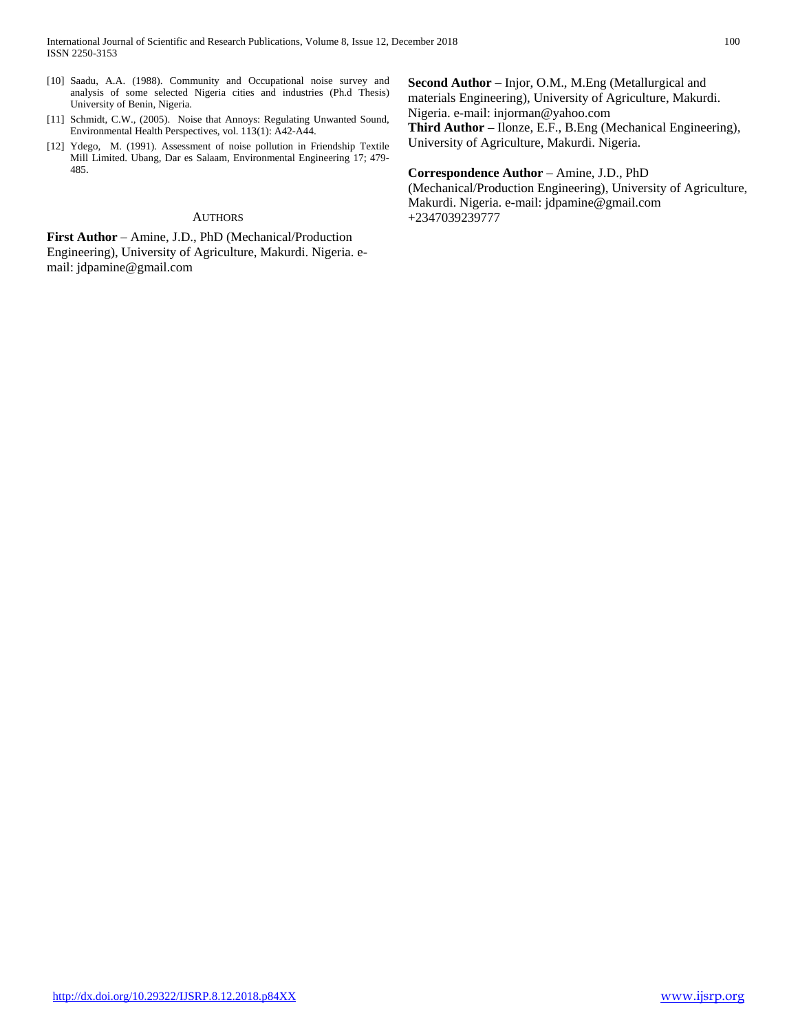[10] Saadu, A.A. (1988). Community and Occupational noise survey and analysis of some selected Nigeria cities and industries (Ph.d Thesis) University of Benin, Nigeria.

[11] Schmidt, C.W., (2005). Noise that Annoys: Regulating Unwanted Sound, Environmental Health Perspectives, vol. 113(1): A42-A44.

[12] Ydego, M. (1991). Assessment of noise pollution in Friendship Textile Mill Limited. Ubang, Dar es Salaam, Environmental Engineering 17; 479-485.

## AUTHORS

**First Author** – Amine, J.D., PhD (Mechanical/Production Engineering), University of Agriculture, Makurdi. Nigeria. e-mail: jdpamine@gmail.com

**Second Author** – Injor, O.M., M.Eng (Metallurgical and materials Engineering), University of Agriculture, Makurdi. Nigeria. e-mail: injorman@yahoo.com

**Third Author** – Ilonze, E.F., B.Eng (Mechanical Engineering), University of Agriculture, Makurdi. Nigeria.

**Correspondence Author** – Amine, J.D., PhD (Mechanical/Production Engineering), University of Agriculture, Makurdi. Nigeria. e-mail: jdpamine@gmail.com +2347039239777